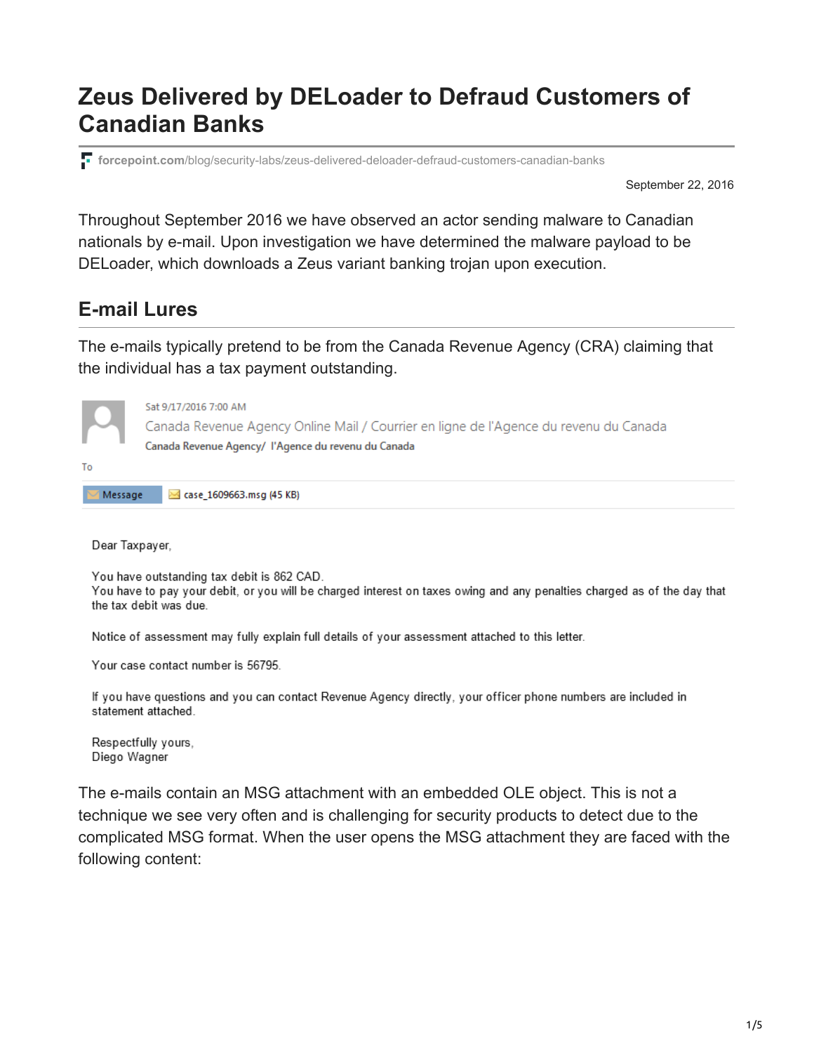# Zeus Delivered by DELoader to Defraud Customers of Canadian Banks

forcepoint.com/blog/security-labs/zeus-delivered-deloader-defraud-customers-canadian-banks

September 22, 2016

Throughout September 2016 we have observed an actor sending malware to Canadian nationals by e-mail. Upon investigation we have determined the malware payload to be DELoader, which downloads a Zeus variant banking trojan upon execution.

## E-mail Lures

The e-mails typically pretend to be from the Canada Revenue Agency (CRA) claiming that the individual has a tax payment outstanding.

Sat 9/17/2016 7:00 AM

Canada Revenue Agency Online Mail / Courrier en ligne de l'Agence du revenu du Canada

Canada Revenue Agency/ l'Agence du revenu du Canada

To

Message | case_1609663.msg (45 KB)

Dear Taxpayer,

You have outstanding tax debit is 862 CAD.
You have to pay your debit, or you will be charged interest on taxes owing and any penalties charged as of the day that the tax debit was due.

Notice of assessment may fully explain full details of your assessment attached to this letter.

Your case contact number is 56795.

If you have questions and you can contact Revenue Agency directly, your officer phone numbers are included in statement attached.

Respectfully yours,
Diego Wagner

The e-mails contain an MSG attachment with an embedded OLE object. This is not a technique we see very often and is challenging for security products to detect due to the complicated MSG format. When the user opens the MSG attachment they are faced with the following content: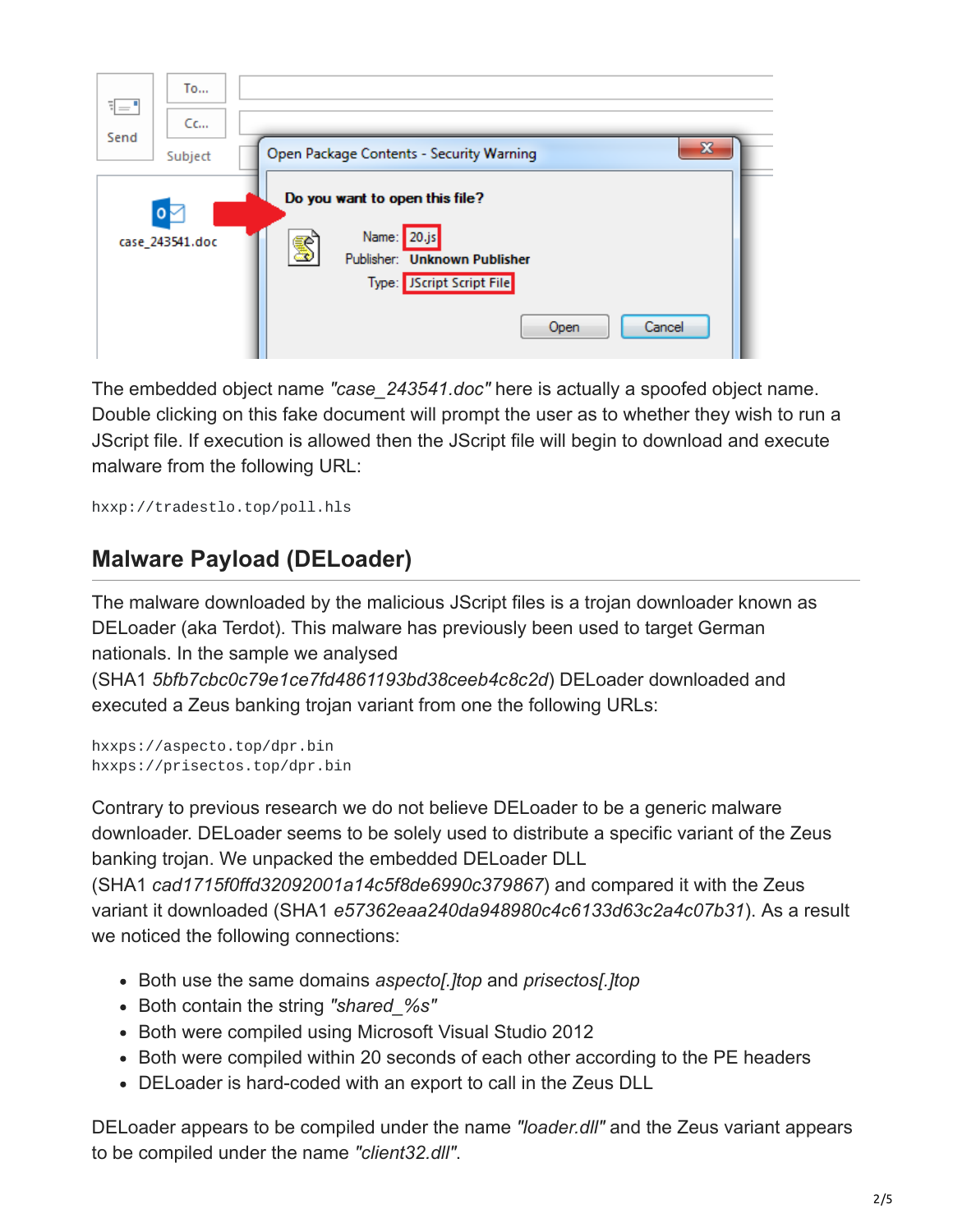The embedded object name *"case_243541.doc"* here is actually a spoofed object name. Double clicking on this fake document will prompt the user as to whether they wish to run a JScript file. If execution is allowed then the JScript file will begin to download and execute malware from the following URL:

```
hxxp://tradestlo.top/poll.hls
```

## Malware Payload (DELoader)

The malware downloaded by the malicious JScript files is a trojan downloader known as DELoader (aka Terdot). This malware has previously been used to target German nationals. In the sample we analysed (SHA1 *5bfb7cbc0c79e1ce7fd4861193bd38ceeb4c8c2d*) DELoader downloaded and executed a Zeus banking trojan variant from one the following URLs:

```
hxxps://aspecto.top/dpr.bin
hxxps://prisectos.top/dpr.bin
```

Contrary to previous research we do not believe DELoader to be a generic malware downloader. DELoader seems to be solely used to distribute a specific variant of the Zeus banking trojan. We unpacked the embedded DELoader DLL (SHA1 *cad1715f0ffd32092001a14c5f8de6990c379867*) and compared it with the Zeus variant it downloaded (SHA1 *e57362eaa240da948980c4c6133d63c2a4c07b31*). As a result we noticed the following connections:

- Both use the same domains *aspecto[.]top* and *prisectos[.]top*
- Both contain the string *"shared_%s"*
- Both were compiled using Microsoft Visual Studio 2012
- Both were compiled within 20 seconds of each other according to the PE headers
- DELoader is hard-coded with an export to call in the Zeus DLL

DELoader appears to be compiled under the name *"loader.dll"* and the Zeus variant appears to be compiled under the name *"client32.dll"*.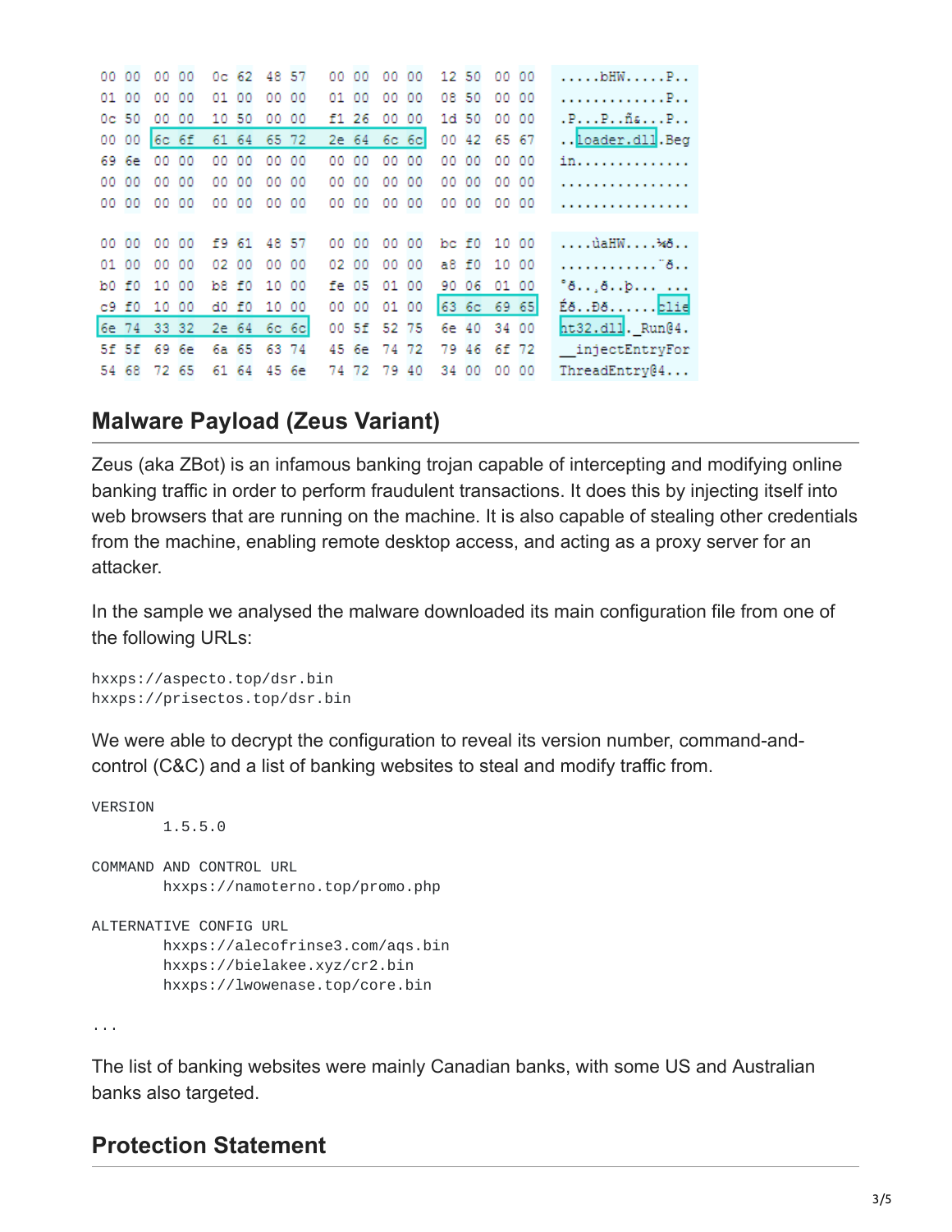```
00 00  00 00  0c 62  48 57   00 00  00 00  12 50  00 00   .....bHW.....P..
01 00  00 00  01 00  00 00   01 00  00 00  08 50  00 00   ............P..
0c 50  00 00  10 50  00 00   f1 26  00 00  1d 50  00 00   .P...P..ñ&...P..
00 00  6c 6f  61 64  65 72   2e 64  6c 6c  00 42  65 67   ..loader.dll.Beg
69 6e  00 00  00 00  00 00   00 00  00 00  00 00  00 00   in..............
00 00  00 00  00 00  00 00   00 00  00 00  00 00  00 00   ................
00 00  00 00  00 00  00 00   00 00  00 00  00 00  00 00   ................

00 00  00 00  f9 61  48 57   00 00  00 00  bc f0  10 00   ....ùaHW....¼ð..
01 00  00 00  02 00  00 00   02 00  00 00  a8 f0  10 00   ............¨ð..
b0 f0  10 00  b8 f0  10 00   fe 05  01 00  90 06  01 00   °ð..¸ð..þ... ...
c9 f0  10 00  d0 f0  10 00   00 00  01 00  63 6c  69 65   Éð..Ðð......clie
6e 74  33 32  2e 64  6c 6c   00 5f  52 75  6e 40  34 00   nt32.dll._Run@4.
5f 5f  69 6e  6a 65  63 74   45 6e  74 72  79 46  6f 72   __injectEntryFor
54 68  72 65  61 64  45 6e   74 72  79 40  34 00  00 00   ThreadEntry@4...
```

## Malware Payload (Zeus Variant)

Zeus (aka ZBot) is an infamous banking trojan capable of intercepting and modifying online banking traffic in order to perform fraudulent transactions. It does this by injecting itself into web browsers that are running on the machine. It is also capable of stealing other credentials from the machine, enabling remote desktop access, and acting as a proxy server for an attacker.

In the sample we analysed the malware downloaded its main configuration file from one of the following URLs:

```
hxxps://aspecto.top/dsr.bin
hxxps://prisectos.top/dsr.bin
```

We were able to decrypt the configuration to reveal its version number, command-and-control (C&C) and a list of banking websites to steal and modify traffic from.

```
VERSION
        1.5.5.0

COMMAND AND CONTROL URL
        hxxps://namoterno.top/promo.php

ALTERNATIVE CONFIG URL
        hxxps://alecofrinse3.com/aqs.bin
        hxxps://bielakee.xyz/cr2.bin
        hxxps://lwowenase.top/core.bin

...
```

The list of banking websites were mainly Canadian banks, with some US and Australian banks also targeted.

## Protection Statement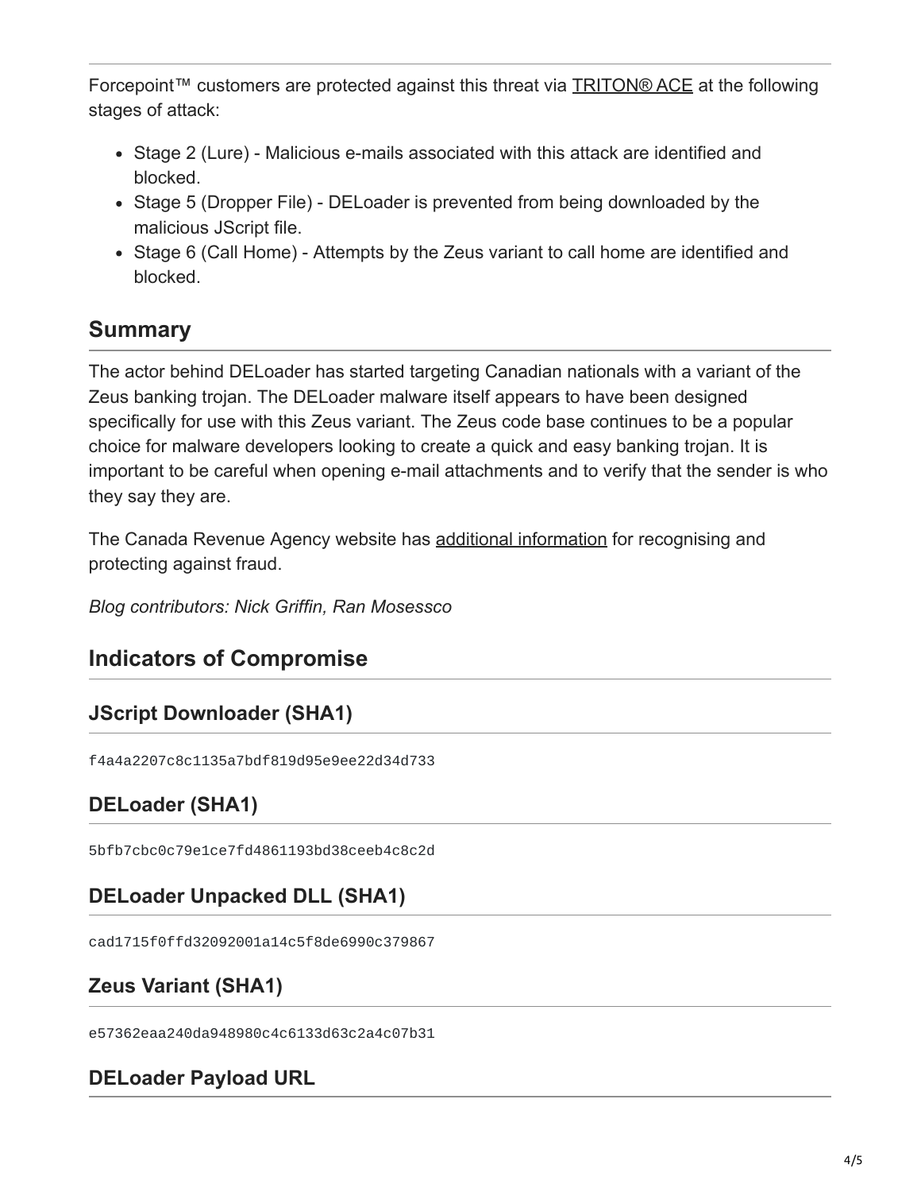Forcepoint™ customers are protected against this threat via TRITON® ACE at the following stages of attack:

- Stage 2 (Lure) - Malicious e-mails associated with this attack are identified and blocked.
- Stage 5 (Dropper File) - DELoader is prevented from being downloaded by the malicious JScript file.
- Stage 6 (Call Home) - Attempts by the Zeus variant to call home are identified and blocked.

## Summary

The actor behind DELoader has started targeting Canadian nationals with a variant of the Zeus banking trojan. The DELoader malware itself appears to have been designed specifically for use with this Zeus variant. The Zeus code base continues to be a popular choice for malware developers looking to create a quick and easy banking trojan. It is important to be careful when opening e-mail attachments and to verify that the sender is who they say they are.

The Canada Revenue Agency website has additional information for recognising and protecting against fraud.

*Blog contributors: Nick Griffin, Ran Mosessco*

## Indicators of Compromise

### JScript Downloader (SHA1)

```
f4a4a2207c8c1135a7bdf819d95e9ee22d34d733
```

### DELoader (SHA1)

```
5bfb7cbc0c79e1ce7fd4861193bd38ceeb4c8c2d
```

### DELoader Unpacked DLL (SHA1)

```
cad1715f0ffd32092001a14c5f8de6990c379867
```

### Zeus Variant (SHA1)

```
e57362eaa240da948980c4c6133d63c2a4c07b31
```

### DELoader Payload URL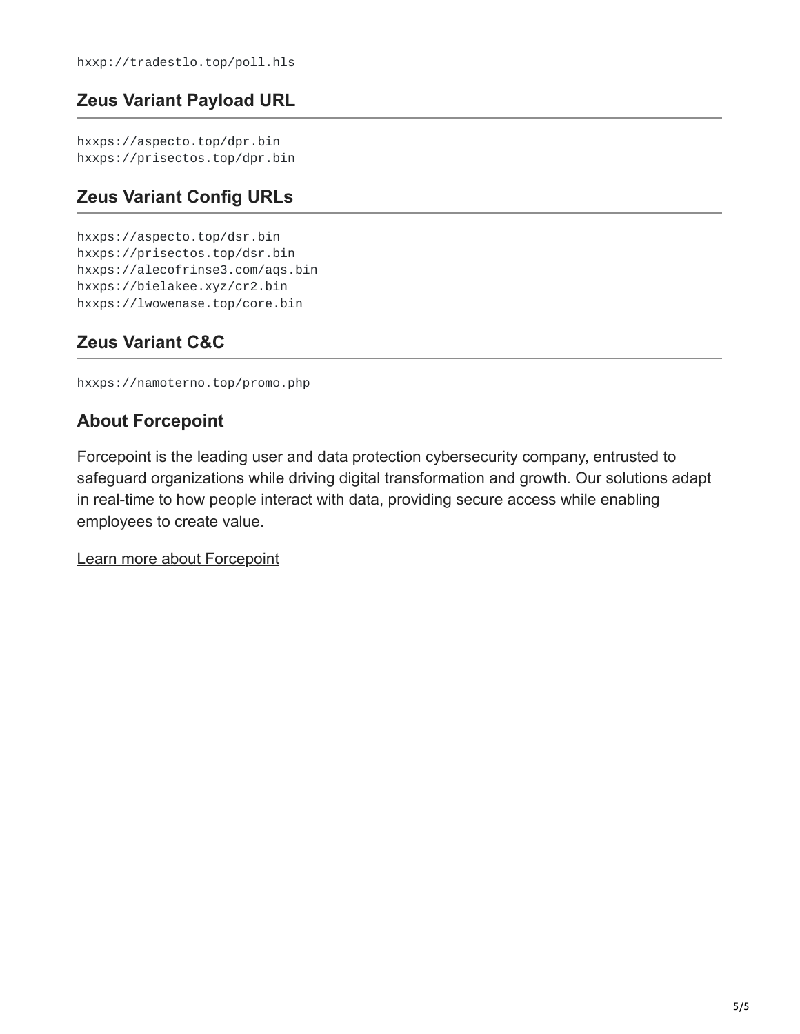```
hxxp://tradestlo.top/poll.hls
```

## Zeus Variant Payload URL

```
hxxps://aspecto.top/dpr.bin
hxxps://prisectos.top/dpr.bin
```

## Zeus Variant Config URLs

```
hxxps://aspecto.top/dsr.bin
hxxps://prisectos.top/dsr.bin
hxxps://alecofrinse3.com/aqs.bin
hxxps://bielakee.xyz/cr2.bin
hxxps://lwowenase.top/core.bin
```

## Zeus Variant C&C

```
hxxps://namoterno.top/promo.php
```

## About Forcepoint

Forcepoint is the leading user and data protection cybersecurity company, entrusted to safeguard organizations while driving digital transformation and growth. Our solutions adapt in real-time to how people interact with data, providing secure access while enabling employees to create value.

Learn more about Forcepoint